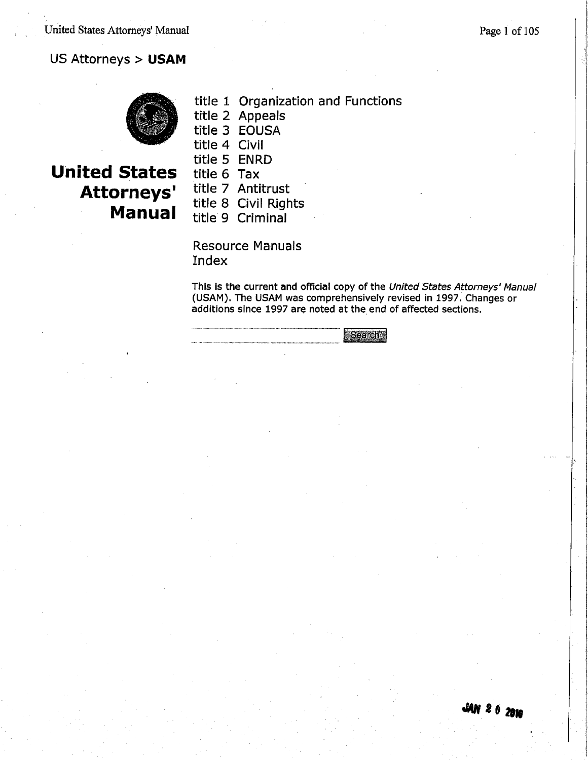US Attorneys > **USAM**

# United States Attorneys' Manual

- title 1 Organization and Functions
- title 2 Appeals
- title 3 EOUSA
- title 4 Civil
- title 5 ENRD
- title 6 Tax
- title 7 Antitrust
- title 8 Civil Rights
- title 9 Criminal

Resource Manuals
Index

This is the current and official copy of the *United States Attorneys' Manual* (USAM). The USAM was comprehensively revised in 1997. Changes or additions since 1997 are noted at the end of affected sections.

Search

JAN 2 0 2010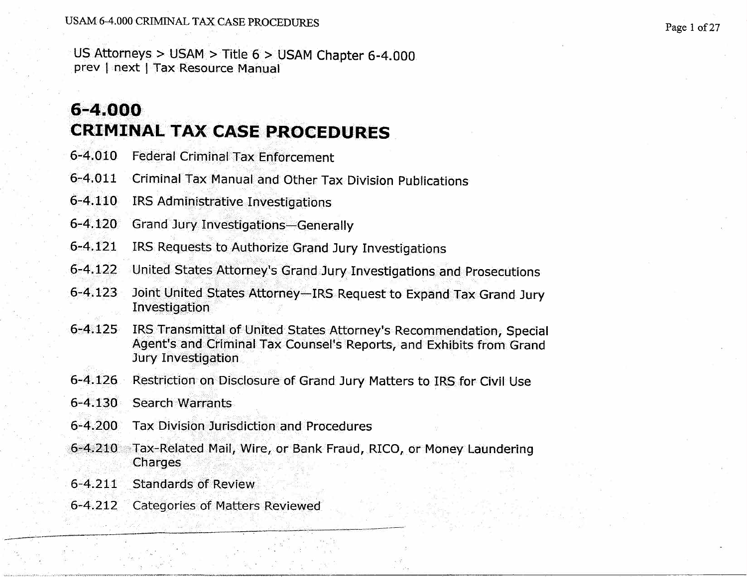US Attorneys > USAM > Title 6 > USAM Chapter 6-4.000
prev | next | Tax Resource Manual

# 6-4.000
# CRIMINAL TAX CASE PROCEDURES

| | |
|---|---|
| 6-4.010 | Federal Criminal Tax Enforcement |
| 6-4.011 | Criminal Tax Manual and Other Tax Division Publications |
| 6-4.110 | IRS Administrative Investigations |
| 6-4.120 | Grand Jury Investigations—Generally |
| 6-4.121 | IRS Requests to Authorize Grand Jury Investigations |
| 6-4.122 | United States Attorney's Grand Jury Investigations and Prosecutions |
| 6-4.123 | Joint United States Attorney—IRS Request to Expand Tax Grand Jury Investigation |
| 6-4.125 | IRS Transmittal of United States Attorney's Recommendation, Special Agent's and Criminal Tax Counsel's Reports, and Exhibits from Grand Jury Investigation |
| 6-4.126 | Restriction on Disclosure of Grand Jury Matters to IRS for Civil Use |
| 6-4.130 | Search Warrants |
| 6-4.200 | Tax Division Jurisdiction and Procedures |
| 6-4.210 | Tax-Related Mail, Wire, or Bank Fraud, RICO, or Money Laundering Charges |
| 6-4.211 | Standards of Review |
| 6-4.212 | Categories of Matters Reviewed |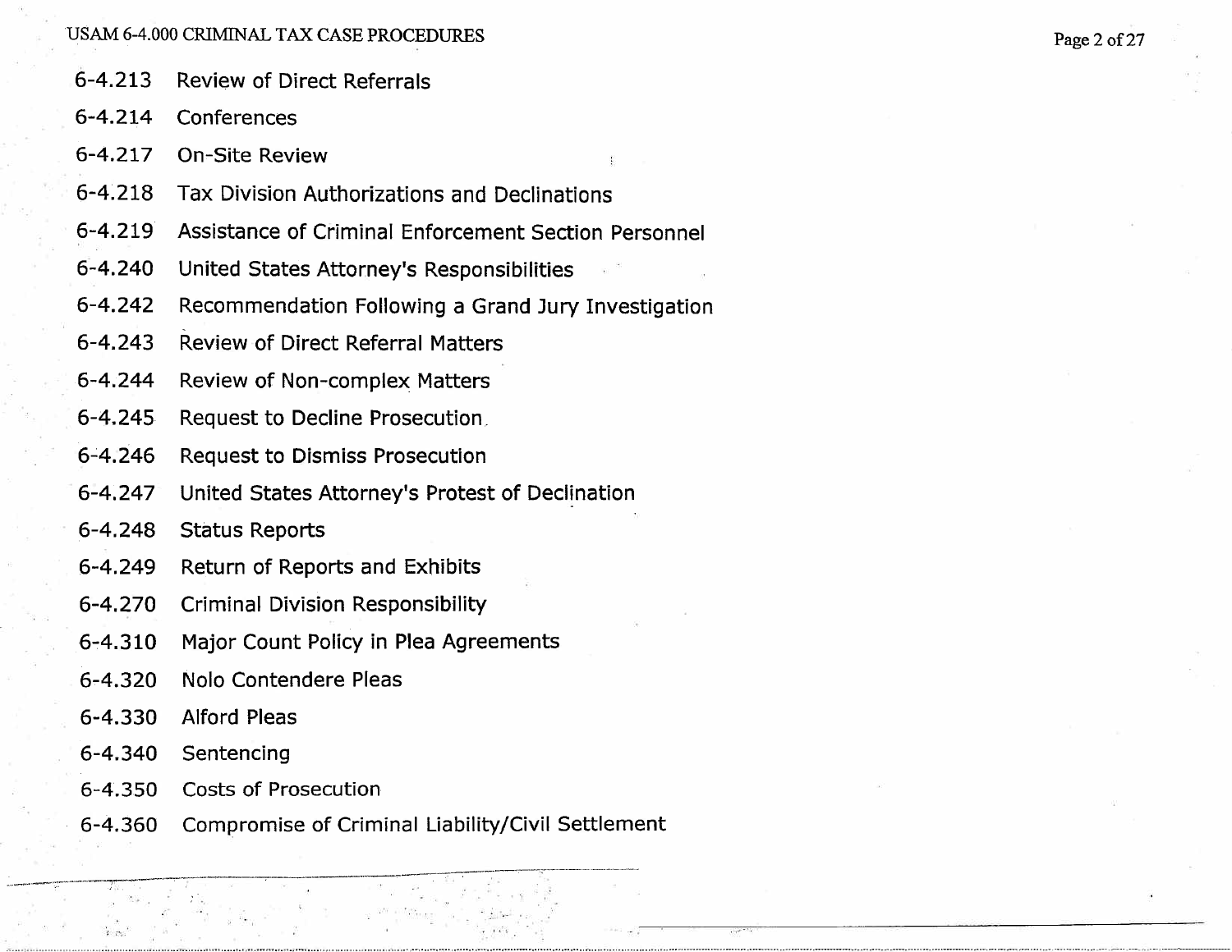6-4.213 Review of Direct Referrals

6-4.214 Conferences

6-4.217 On-Site Review

6-4.218 Tax Division Authorizations and Declinations

6-4.219 Assistance of Criminal Enforcement Section Personnel

6-4.240 United States Attorney's Responsibilities

6-4.242 Recommendation Following a Grand Jury Investigation

6-4.243 Review of Direct Referral Matters

6-4.244 Review of Non-complex Matters

6-4.245 Request to Decline Prosecution

6-4.246 Request to Dismiss Prosecution

6-4.247 United States Attorney's Protest of Declination

6-4.248 Status Reports

6-4.249 Return of Reports and Exhibits

6-4.270 Criminal Division Responsibility

6-4.310 Major Count Policy in Plea Agreements

6-4.320 Nolo Contendere Pleas

6-4.330 Alford Pleas

6-4.340 Sentencing

6-4.350 Costs of Prosecution

6-4.360 Compromise of Criminal Liability/Civil Settlement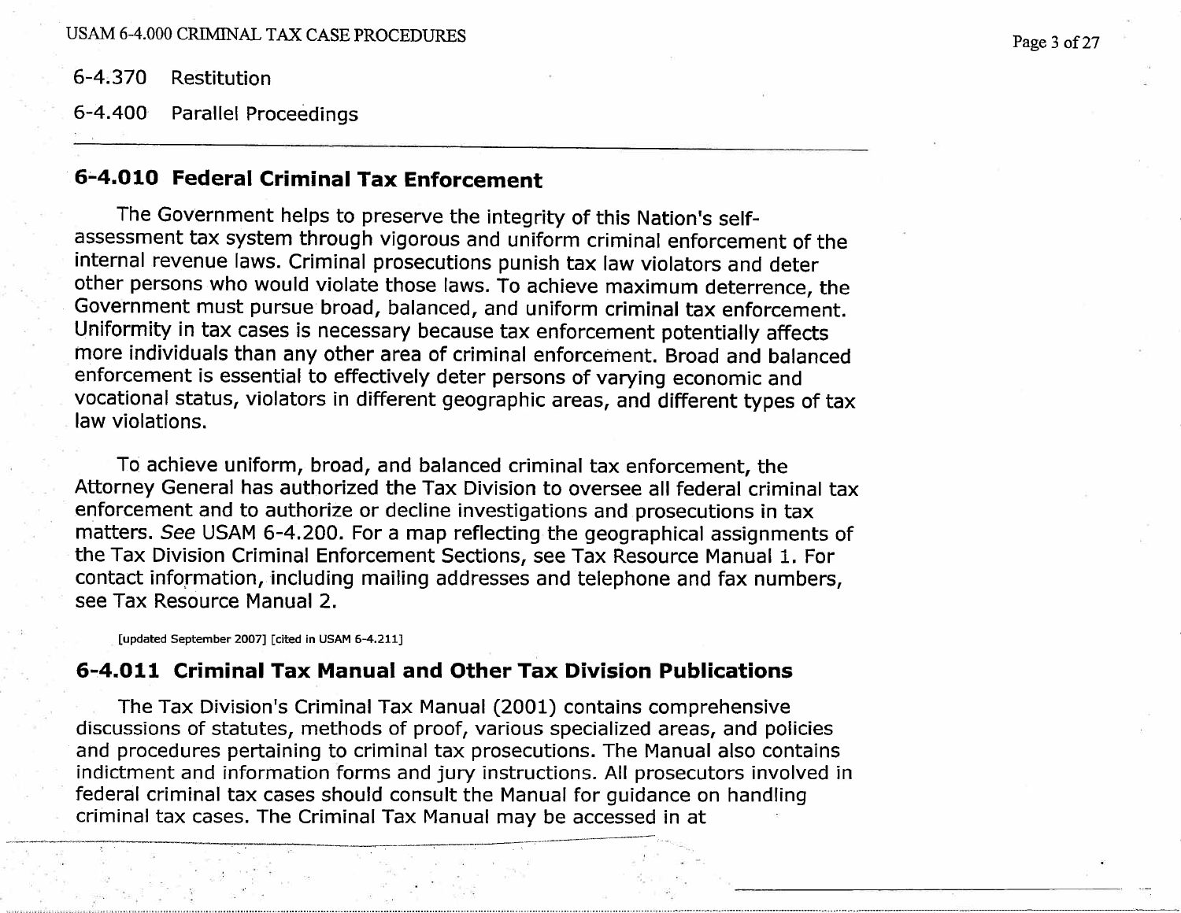6-4.370 Restitution

6-4.400 Parallel Proceedings

---

## 6-4.010 Federal Criminal Tax Enforcement

The Government helps to preserve the integrity of this Nation's self-assessment tax system through vigorous and uniform criminal enforcement of the internal revenue laws. Criminal prosecutions punish tax law violators and deter other persons who would violate those laws. To achieve maximum deterrence, the Government must pursue broad, balanced, and uniform criminal tax enforcement. Uniformity in tax cases is necessary because tax enforcement potentially affects more individuals than any other area of criminal enforcement. Broad and balanced enforcement is essential to effectively deter persons of varying economic and vocational status, violators in different geographic areas, and different types of tax law violations.

To achieve uniform, broad, and balanced criminal tax enforcement, the Attorney General has authorized the Tax Division to oversee all federal criminal tax enforcement and to authorize or decline investigations and prosecutions in tax matters. *See* USAM 6-4.200. For a map reflecting the geographical assignments of the Tax Division Criminal Enforcement Sections, see Tax Resource Manual 1. For contact information, including mailing addresses and telephone and fax numbers, see Tax Resource Manual 2.

[updated September 2007] [cited in USAM 6-4.211]

## 6-4.011 Criminal Tax Manual and Other Tax Division Publications

The Tax Division's Criminal Tax Manual (2001) contains comprehensive discussions of statutes, methods of proof, various specialized areas, and policies and procedures pertaining to criminal tax prosecutions. The Manual also contains indictment and information forms and jury instructions. All prosecutors involved in federal criminal tax cases should consult the Manual for guidance on handling criminal tax cases. The Criminal Tax Manual may be accessed in at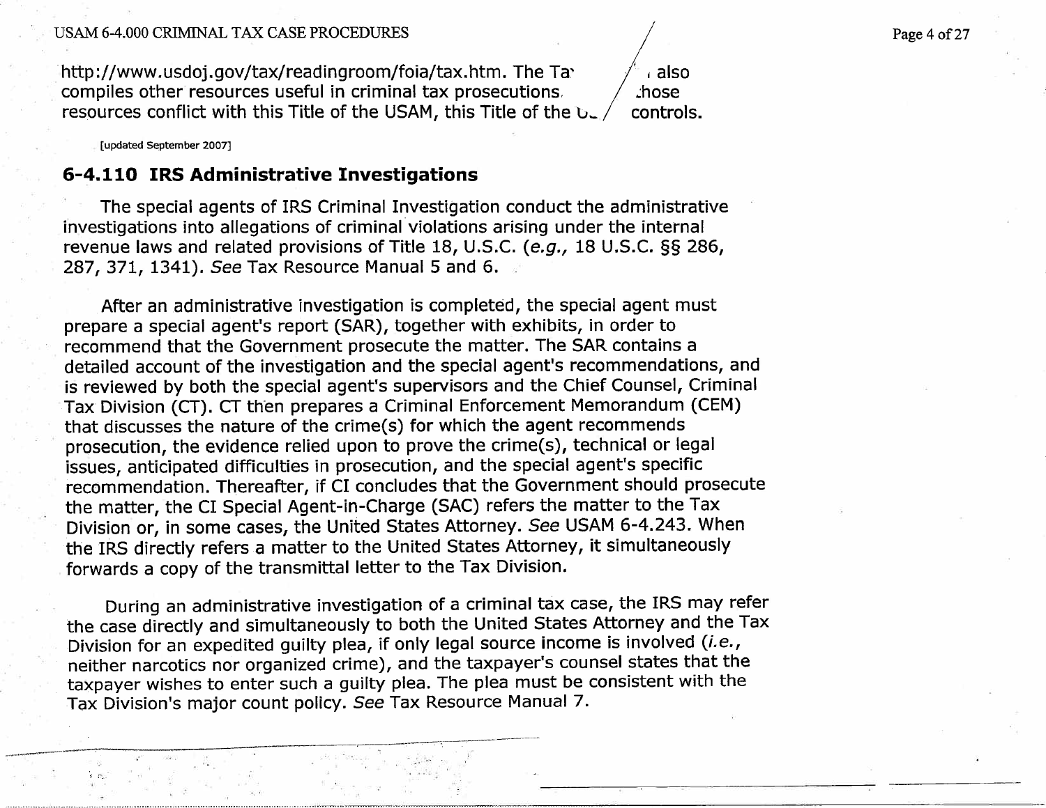http://www.usdoj.gov/tax/readingroom/foia/tax.htm. The Ta / also compiles other resources useful in criminal tax prosecutions / those resources conflict with this Title of the USAM, this Title of the U / controls.

[updated September 2007]

## 6-4.110 IRS Administrative Investigations

The special agents of IRS Criminal Investigation conduct the administrative investigations into allegations of criminal violations arising under the internal revenue laws and related provisions of Title 18, U.S.C. (*e.g.,* 18 U.S.C. §§ 286, 287, 371, 1341). *See* Tax Resource Manual 5 and 6.

After an administrative investigation is completed, the special agent must prepare a special agent's report (SAR), together with exhibits, in order to recommend that the Government prosecute the matter. The SAR contains a detailed account of the investigation and the special agent's recommendations, and is reviewed by both the special agent's supervisors and the Chief Counsel, Criminal Tax Division (CT). CT then prepares a Criminal Enforcement Memorandum (CEM) that discusses the nature of the crime(s) for which the agent recommends prosecution, the evidence relied upon to prove the crime(s), technical or legal issues, anticipated difficulties in prosecution, and the special agent's specific recommendation. Thereafter, if CI concludes that the Government should prosecute the matter, the CI Special Agent-in-Charge (SAC) refers the matter to the Tax Division or, in some cases, the United States Attorney. *See* USAM 6-4.243. When the IRS directly refers a matter to the United States Attorney, it simultaneously forwards a copy of the transmittal letter to the Tax Division.

During an administrative investigation of a criminal tax case, the IRS may refer the case directly and simultaneously to both the United States Attorney and the Tax Division for an expedited guilty plea, if only legal source income is involved (*i.e.,* neither narcotics nor organized crime), and the taxpayer's counsel states that the taxpayer wishes to enter such a guilty plea. The plea must be consistent with the Tax Division's major count policy. *See* Tax Resource Manual 7.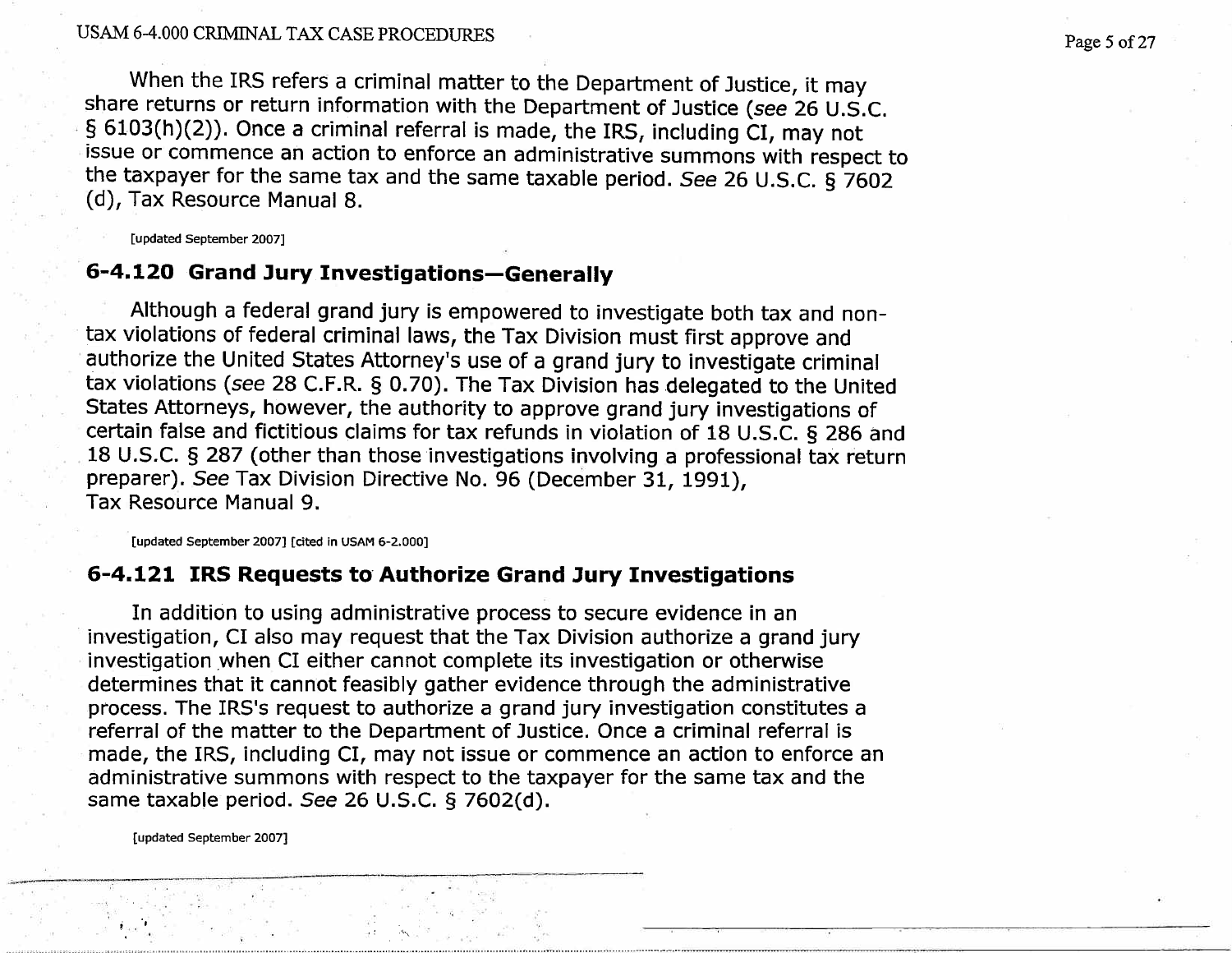When the IRS refers a criminal matter to the Department of Justice, it may share returns or return information with the Department of Justice (*see* 26 U.S.C. § 6103(h)(2)). Once a criminal referral is made, the IRS, including CI, may not issue or commence an action to enforce an administrative summons with respect to the taxpayer for the same tax and the same taxable period. *See* 26 U.S.C. § 7602 (d), Tax Resource Manual 8.

[updated September 2007]

## 6-4.120 Grand Jury Investigations—Generally

Although a federal grand jury is empowered to investigate both tax and non-tax violations of federal criminal laws, the Tax Division must first approve and authorize the United States Attorney's use of a grand jury to investigate criminal tax violations (*see* 28 C.F.R. § 0.70). The Tax Division has delegated to the United States Attorneys, however, the authority to approve grand jury investigations of certain false and fictitious claims for tax refunds in violation of 18 U.S.C. § 286 and 18 U.S.C. § 287 (other than those investigations involving a professional tax return preparer). *See* Tax Division Directive No. 96 (December 31, 1991), Tax Resource Manual 9.

[updated September 2007] [cited in USAM 6-2.000]

## 6-4.121 IRS Requests to Authorize Grand Jury Investigations

In addition to using administrative process to secure evidence in an investigation, CI also may request that the Tax Division authorize a grand jury investigation when CI either cannot complete its investigation or otherwise determines that it cannot feasibly gather evidence through the administrative process. The IRS's request to authorize a grand jury investigation constitutes a referral of the matter to the Department of Justice. Once a criminal referral is made, the IRS, including CI, may not issue or commence an action to enforce an administrative summons with respect to the taxpayer for the same tax and the same taxable period. *See* 26 U.S.C. § 7602(d).

[updated September 2007]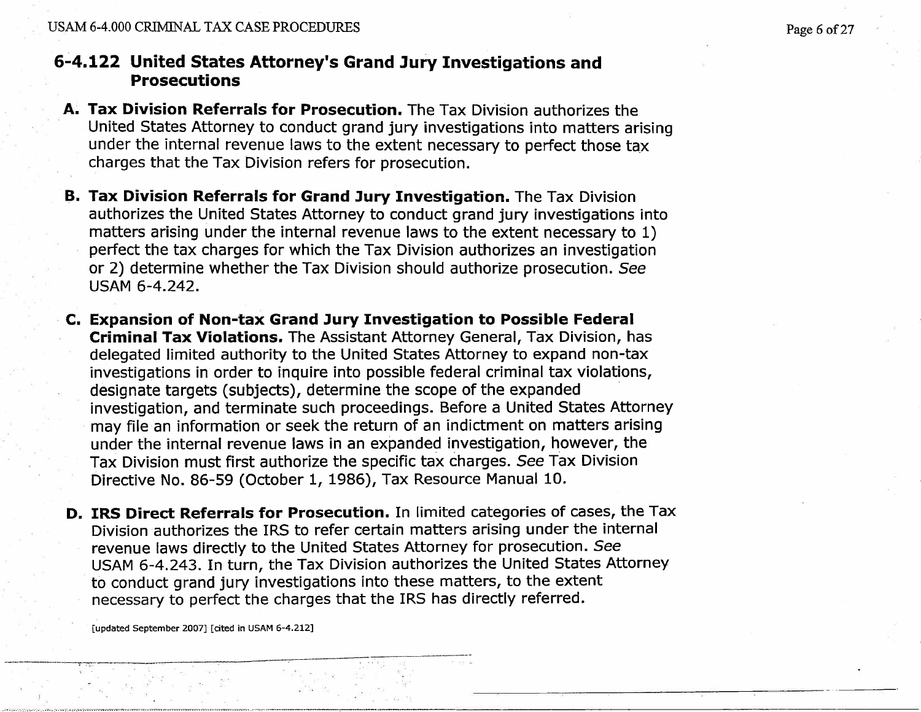## 6-4.122 United States Attorney's Grand Jury Investigations and Prosecutions

**A. Tax Division Referrals for Prosecution.** The Tax Division authorizes the United States Attorney to conduct grand jury investigations into matters arising under the internal revenue laws to the extent necessary to perfect those tax charges that the Tax Division refers for prosecution.

**B. Tax Division Referrals for Grand Jury Investigation.** The Tax Division authorizes the United States Attorney to conduct grand jury investigations into matters arising under the internal revenue laws to the extent necessary to 1) perfect the tax charges for which the Tax Division authorizes an investigation or 2) determine whether the Tax Division should authorize prosecution. *See* USAM 6-4.242.

**C. Expansion of Non-tax Grand Jury Investigation to Possible Federal Criminal Tax Violations.** The Assistant Attorney General, Tax Division, has delegated limited authority to the United States Attorney to expand non-tax investigations in order to inquire into possible federal criminal tax violations, designate targets (subjects), determine the scope of the expanded investigation, and terminate such proceedings. Before a United States Attorney may file an information or seek the return of an indictment on matters arising under the internal revenue laws in an expanded investigation, however, the Tax Division must first authorize the specific tax charges. *See* Tax Division Directive No. 86-59 (October 1, 1986), Tax Resource Manual 10.

**D. IRS Direct Referrals for Prosecution.** In limited categories of cases, the Tax Division authorizes the IRS to refer certain matters arising under the internal revenue laws directly to the United States Attorney for prosecution. *See* USAM 6-4.243. In turn, the Tax Division authorizes the United States Attorney to conduct grand jury investigations into these matters, to the extent necessary to perfect the charges that the IRS has directly referred.

[updated September 2007] [cited in USAM 6-4.212]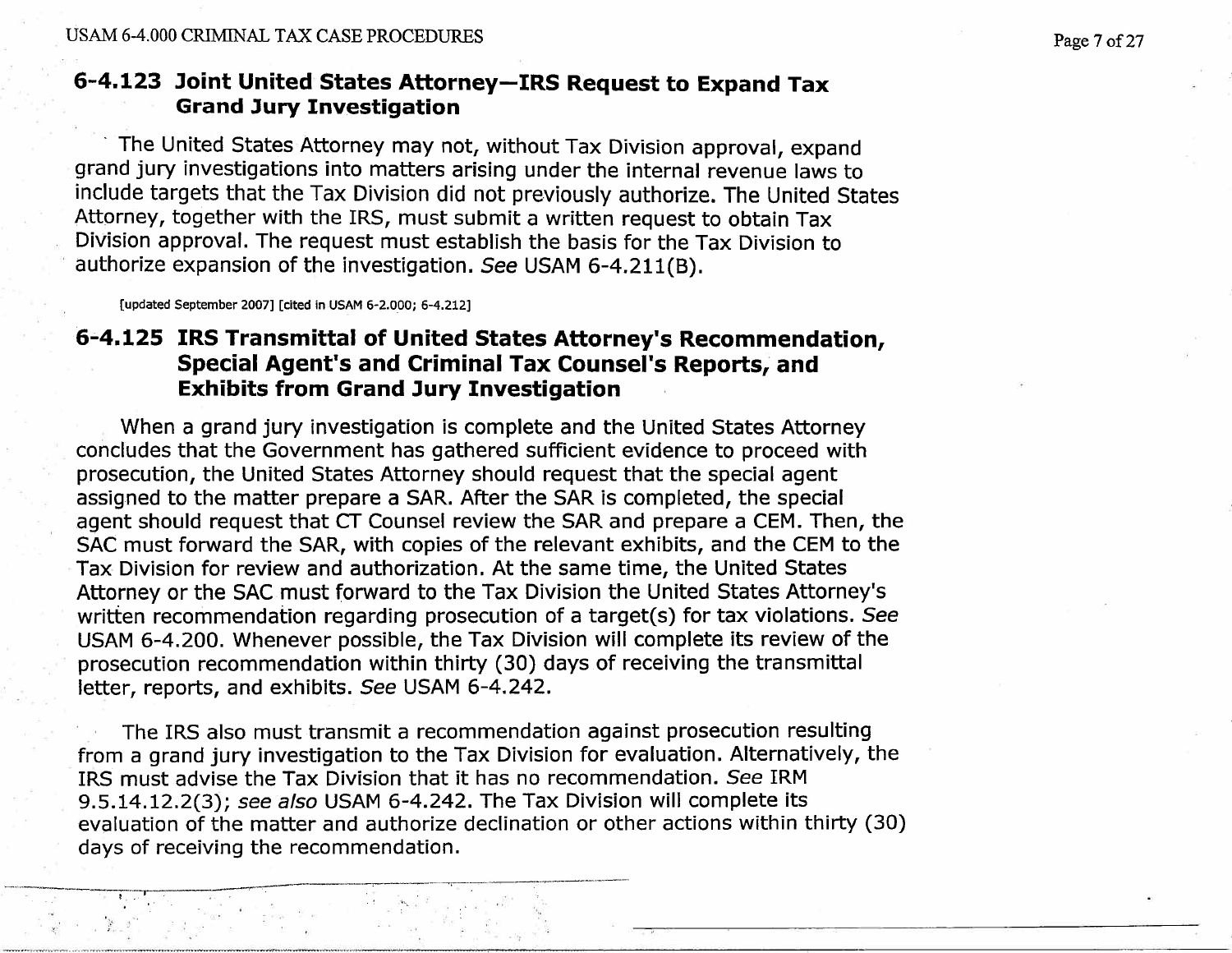## 6-4.123 Joint United States Attorney—IRS Request to Expand Tax Grand Jury Investigation

The United States Attorney may not, without Tax Division approval, expand grand jury investigations into matters arising under the internal revenue laws to include targets that the Tax Division did not previously authorize. The United States Attorney, together with the IRS, must submit a written request to obtain Tax Division approval. The request must establish the basis for the Tax Division to authorize expansion of the investigation. *See* USAM 6-4.211(B).

[updated September 2007] [cited in USAM 6-2.000; 6-4.212]

## 6-4.125 IRS Transmittal of United States Attorney's Recommendation, Special Agent's and Criminal Tax Counsel's Reports, and Exhibits from Grand Jury Investigation

When a grand jury investigation is complete and the United States Attorney concludes that the Government has gathered sufficient evidence to proceed with prosecution, the United States Attorney should request that the special agent assigned to the matter prepare a SAR. After the SAR is completed, the special agent should request that CT Counsel review the SAR and prepare a CEM. Then, the SAC must forward the SAR, with copies of the relevant exhibits, and the CEM to the Tax Division for review and authorization. At the same time, the United States Attorney or the SAC must forward to the Tax Division the United States Attorney's written recommendation regarding prosecution of a target(s) for tax violations. *See* USAM 6-4.200. Whenever possible, the Tax Division will complete its review of the prosecution recommendation within thirty (30) days of receiving the transmittal letter, reports, and exhibits. *See* USAM 6-4.242.

The IRS also must transmit a recommendation against prosecution resulting from a grand jury investigation to the Tax Division for evaluation. Alternatively, the IRS must advise the Tax Division that it has no recommendation. *See* IRM 9.5.14.12.2(3); *see also* USAM 6-4.242. The Tax Division will complete its evaluation of the matter and authorize declination or other actions within thirty (30) days of receiving the recommendation.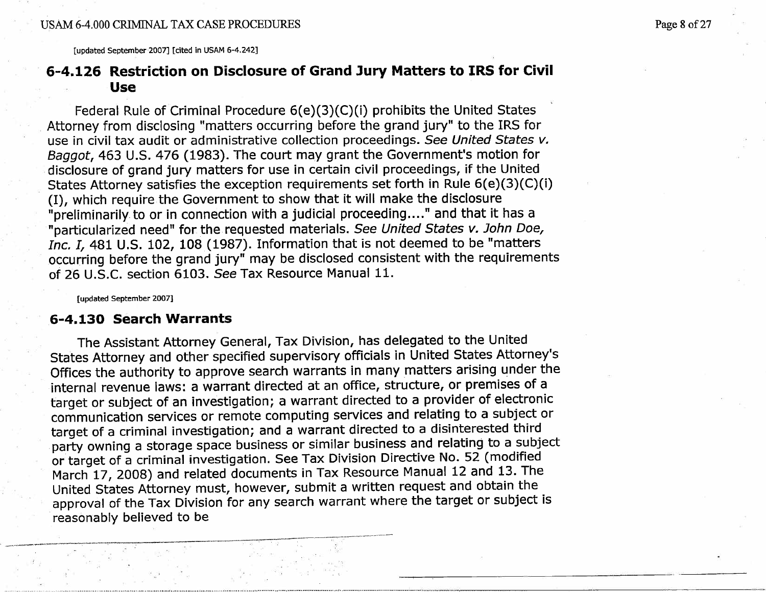[updated September 2007] [cited in USAM 6-4.242]

## 6-4.126 Restriction on Disclosure of Grand Jury Matters to IRS for Civil Use

Federal Rule of Criminal Procedure 6(e)(3)(C)(i) prohibits the United States Attorney from disclosing "matters occurring before the grand jury" to the IRS for use in civil tax audit or administrative collection proceedings. *See United States v. Baggot*, 463 U.S. 476 (1983). The court may grant the Government's motion for disclosure of grand jury matters for use in certain civil proceedings, if the United States Attorney satisfies the exception requirements set forth in Rule 6(e)(3)(C)(i)(I), which require the Government to show that it will make the disclosure "preliminarily to or in connection with a judicial proceeding...." and that it has a "particularized need" for the requested materials. *See United States v. John Doe, Inc. I*, 481 U.S. 102, 108 (1987). Information that is not deemed to be "matters occurring before the grand jury" may be disclosed consistent with the requirements of 26 U.S.C. section 6103. *See* Tax Resource Manual 11.

[updated September 2007]

## 6-4.130 Search Warrants

The Assistant Attorney General, Tax Division, has delegated to the United States Attorney and other specified supervisory officials in United States Attorney's Offices the authority to approve search warrants in many matters arising under the internal revenue laws: a warrant directed at an office, structure, or premises of a target or subject of an investigation; a warrant directed to a provider of electronic communication services or remote computing services and relating to a subject or target of a criminal investigation; and a warrant directed to a disinterested third party owning a storage space business or similar business and relating to a subject or target of a criminal investigation. See Tax Division Directive No. 52 (modified March 17, 2008) and related documents in Tax Resource Manual 12 and 13. The United States Attorney must, however, submit a written request and obtain the approval of the Tax Division for any search warrant where the target or subject is reasonably believed to be